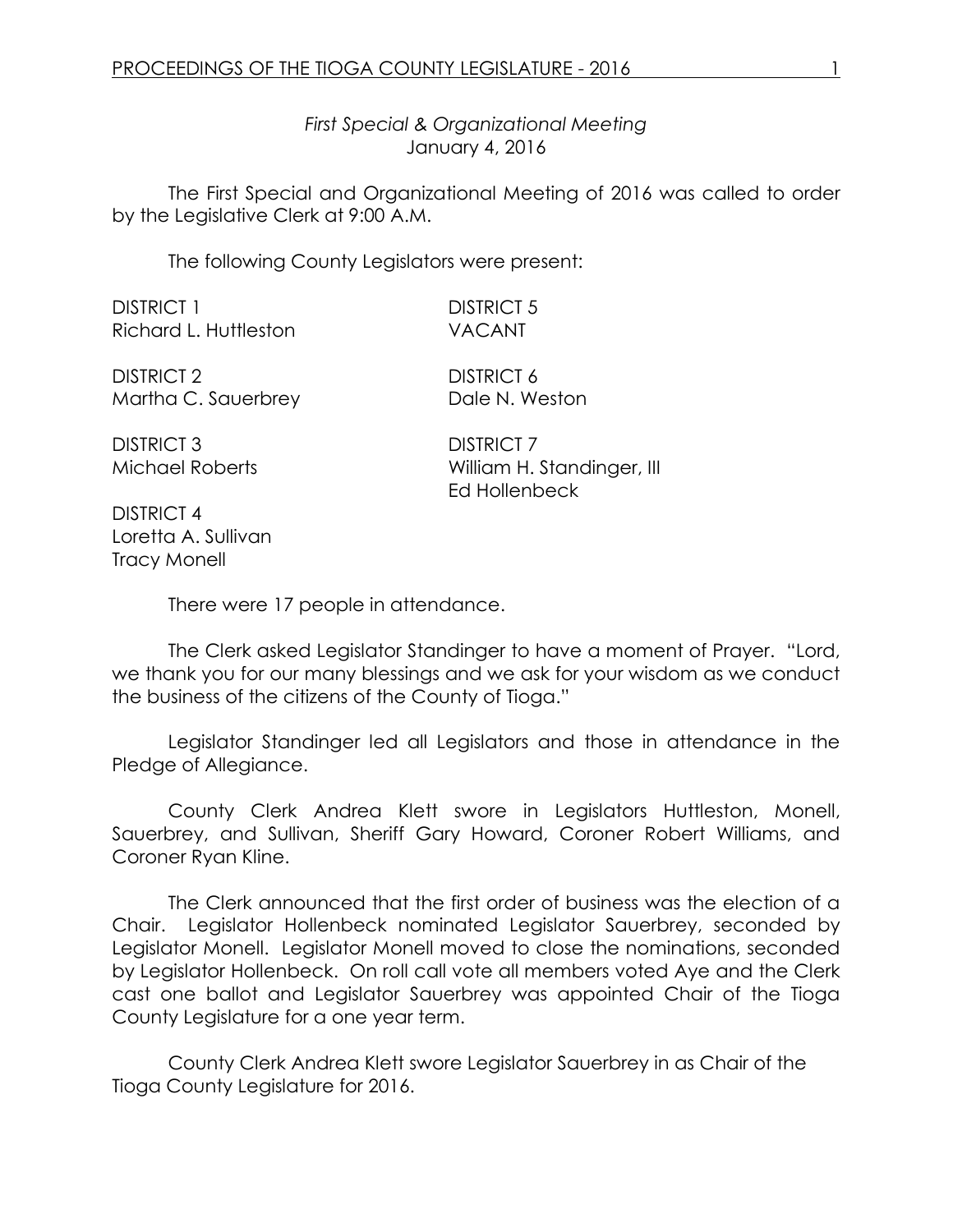*First Special & Organizational Meeting*
January 4, 2016

The First Special and Organizational Meeting of 2016 was called to order by the Legislative Clerk at 9:00 A.M.

The following County Legislators were present:

DISTRICT 1
Richard L. Huttleston

DISTRICT 2
Martha C. Sauerbrey

DISTRICT 3
Michael Roberts

DISTRICT 4
Loretta A. Sullivan
Tracy Monell

DISTRICT 5
VACANT

DISTRICT 6
Dale N. Weston

DISTRICT 7
William H. Standinger, III
Ed Hollenbeck

There were 17 people in attendance.

The Clerk asked Legislator Standinger to have a moment of Prayer. "Lord, we thank you for our many blessings and we ask for your wisdom as we conduct the business of the citizens of the County of Tioga."

Legislator Standinger led all Legislators and those in attendance in the Pledge of Allegiance.

County Clerk Andrea Klett swore in Legislators Huttleston, Monell, Sauerbrey, and Sullivan, Sheriff Gary Howard, Coroner Robert Williams, and Coroner Ryan Kline.

The Clerk announced that the first order of business was the election of a Chair. Legislator Hollenbeck nominated Legislator Sauerbrey, seconded by Legislator Monell. Legislator Monell moved to close the nominations, seconded by Legislator Hollenbeck. On roll call vote all members voted Aye and the Clerk cast one ballot and Legislator Sauerbrey was appointed Chair of the Tioga County Legislature for a one year term.

County Clerk Andrea Klett swore Legislator Sauerbrey in as Chair of the Tioga County Legislature for 2016.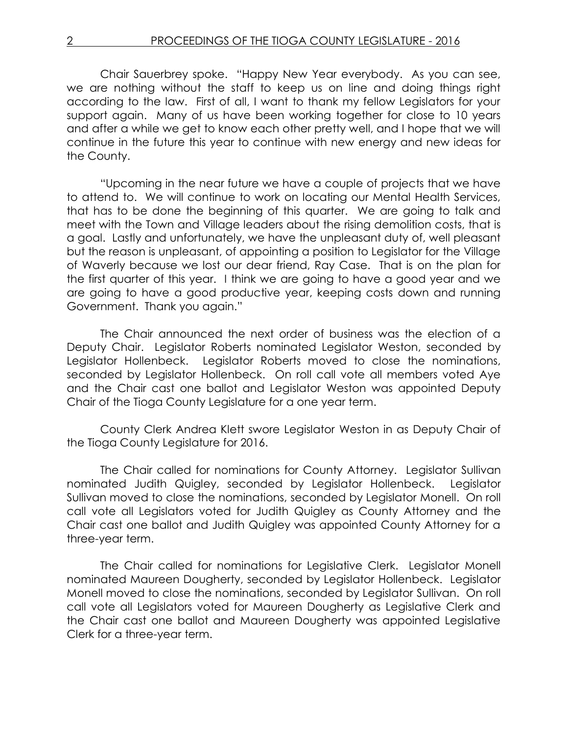Chair Sauerbrey spoke. "Happy New Year everybody. As you can see, we are nothing without the staff to keep us on line and doing things right according to the law. First of all, I want to thank my fellow Legislators for your support again. Many of us have been working together for close to 10 years and after a while we get to know each other pretty well, and I hope that we will continue in the future this year to continue with new energy and new ideas for the County.

"Upcoming in the near future we have a couple of projects that we have to attend to. We will continue to work on locating our Mental Health Services, that has to be done the beginning of this quarter. We are going to talk and meet with the Town and Village leaders about the rising demolition costs, that is a goal. Lastly and unfortunately, we have the unpleasant duty of, well pleasant but the reason is unpleasant, of appointing a position to Legislator for the Village of Waverly because we lost our dear friend, Ray Case. That is on the plan for the first quarter of this year. I think we are going to have a good year and we are going to have a good productive year, keeping costs down and running Government. Thank you again."

The Chair announced the next order of business was the election of a Deputy Chair. Legislator Roberts nominated Legislator Weston, seconded by Legislator Hollenbeck. Legislator Roberts moved to close the nominations, seconded by Legislator Hollenbeck. On roll call vote all members voted Aye and the Chair cast one ballot and Legislator Weston was appointed Deputy Chair of the Tioga County Legislature for a one year term.

County Clerk Andrea Klett swore Legislator Weston in as Deputy Chair of the Tioga County Legislature for 2016.

The Chair called for nominations for County Attorney. Legislator Sullivan nominated Judith Quigley, seconded by Legislator Hollenbeck. Legislator Sullivan moved to close the nominations, seconded by Legislator Monell. On roll call vote all Legislators voted for Judith Quigley as County Attorney and the Chair cast one ballot and Judith Quigley was appointed County Attorney for a three-year term.

The Chair called for nominations for Legislative Clerk. Legislator Monell nominated Maureen Dougherty, seconded by Legislator Hollenbeck. Legislator Monell moved to close the nominations, seconded by Legislator Sullivan. On roll call vote all Legislators voted for Maureen Dougherty as Legislative Clerk and the Chair cast one ballot and Maureen Dougherty was appointed Legislative Clerk for a three-year term.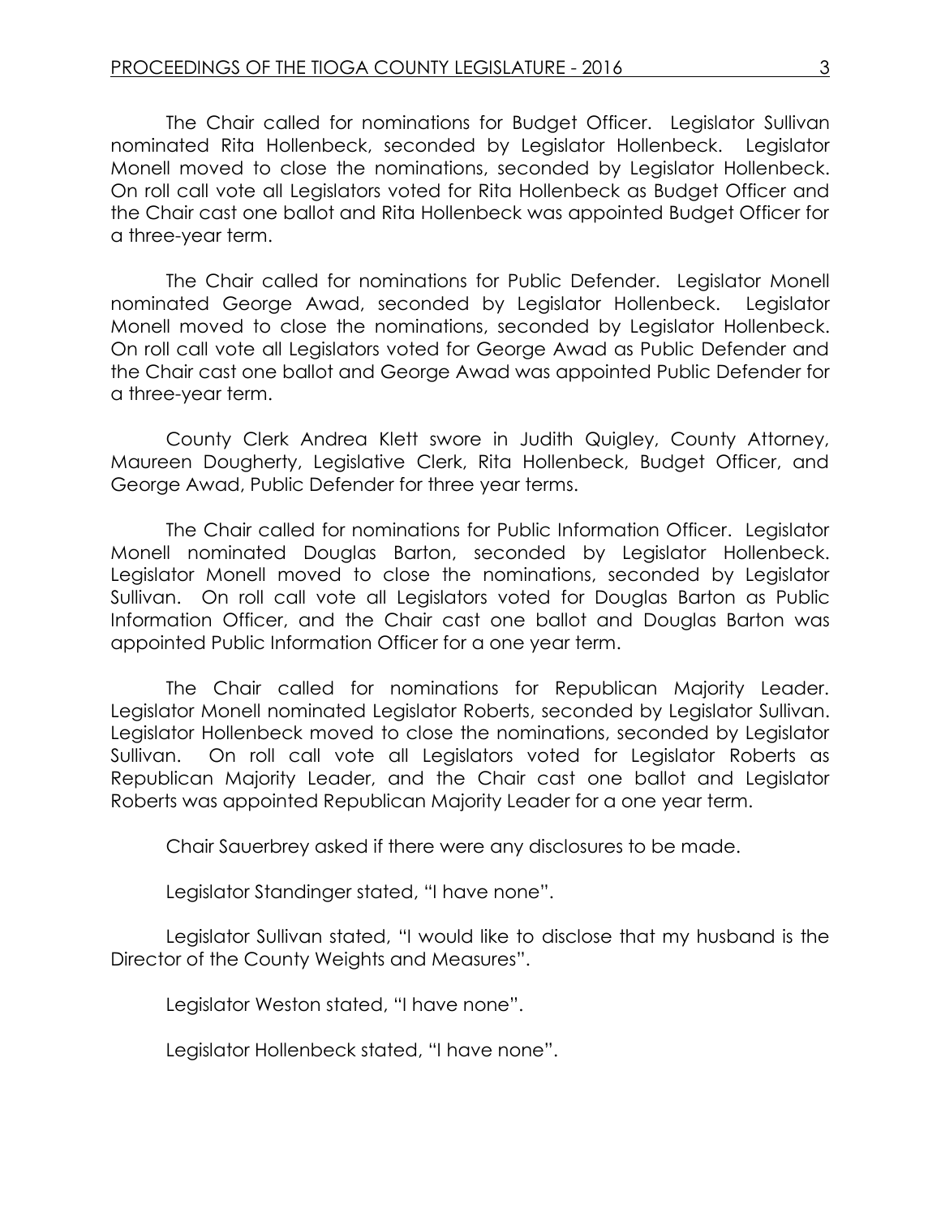The Chair called for nominations for Budget Officer. Legislator Sullivan nominated Rita Hollenbeck, seconded by Legislator Hollenbeck. Legislator Monell moved to close the nominations, seconded by Legislator Hollenbeck. On roll call vote all Legislators voted for Rita Hollenbeck as Budget Officer and the Chair cast one ballot and Rita Hollenbeck was appointed Budget Officer for a three-year term.

The Chair called for nominations for Public Defender. Legislator Monell nominated George Awad, seconded by Legislator Hollenbeck. Legislator Monell moved to close the nominations, seconded by Legislator Hollenbeck. On roll call vote all Legislators voted for George Awad as Public Defender and the Chair cast one ballot and George Awad was appointed Public Defender for a three-year term.

County Clerk Andrea Klett swore in Judith Quigley, County Attorney, Maureen Dougherty, Legislative Clerk, Rita Hollenbeck, Budget Officer, and George Awad, Public Defender for three year terms.

The Chair called for nominations for Public Information Officer. Legislator Monell nominated Douglas Barton, seconded by Legislator Hollenbeck. Legislator Monell moved to close the nominations, seconded by Legislator Sullivan. On roll call vote all Legislators voted for Douglas Barton as Public Information Officer, and the Chair cast one ballot and Douglas Barton was appointed Public Information Officer for a one year term.

The Chair called for nominations for Republican Majority Leader. Legislator Monell nominated Legislator Roberts, seconded by Legislator Sullivan. Legislator Hollenbeck moved to close the nominations, seconded by Legislator Sullivan. On roll call vote all Legislators voted for Legislator Roberts as Republican Majority Leader, and the Chair cast one ballot and Legislator Roberts was appointed Republican Majority Leader for a one year term.

Chair Sauerbrey asked if there were any disclosures to be made.

Legislator Standinger stated, "I have none".

Legislator Sullivan stated, "I would like to disclose that my husband is the Director of the County Weights and Measures".

Legislator Weston stated, "I have none".

Legislator Hollenbeck stated, "I have none".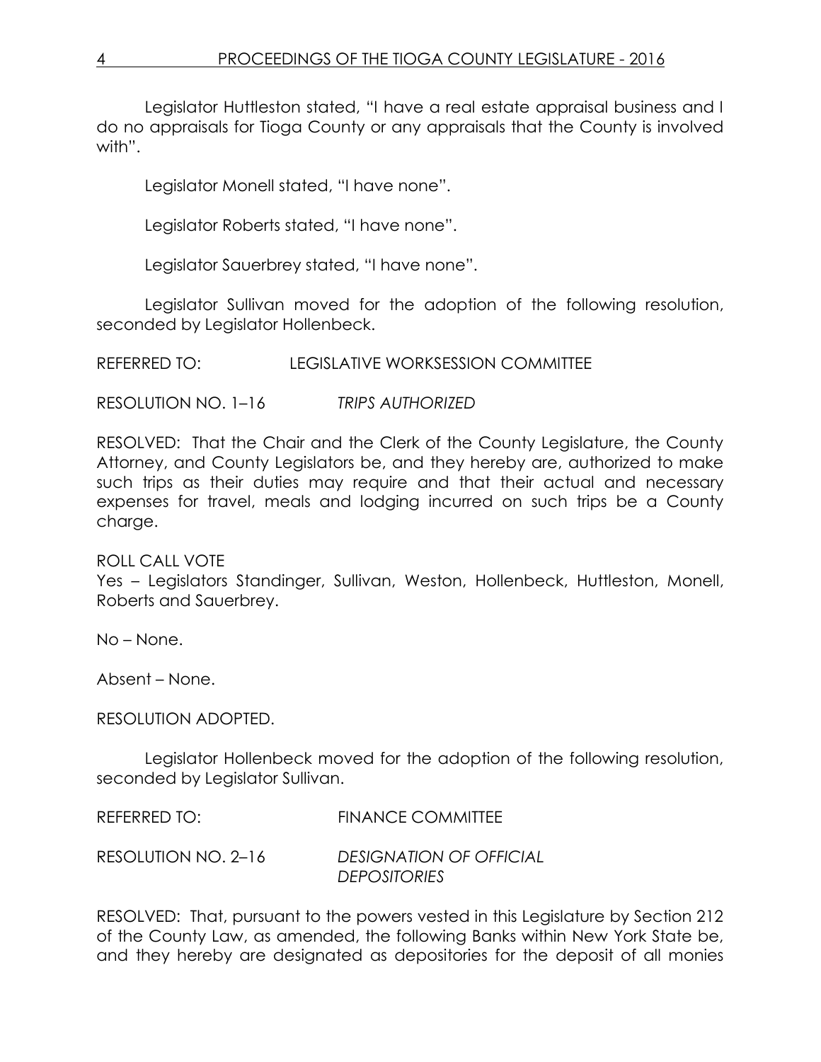Legislator Huttleston stated, "I have a real estate appraisal business and I do no appraisals for Tioga County or any appraisals that the County is involved with".

Legislator Monell stated, "I have none".

Legislator Roberts stated, "I have none".

Legislator Sauerbrey stated, "I have none".

Legislator Sullivan moved for the adoption of the following resolution, seconded by Legislator Hollenbeck.

REFERRED TO: LEGISLATIVE WORKSESSION COMMITTEE

RESOLUTION NO. 1–16 *TRIPS AUTHORIZED*

RESOLVED: That the Chair and the Clerk of the County Legislature, the County Attorney, and County Legislators be, and they hereby are, authorized to make such trips as their duties may require and that their actual and necessary expenses for travel, meals and lodging incurred on such trips be a County charge.

ROLL CALL VOTE
Yes – Legislators Standinger, Sullivan, Weston, Hollenbeck, Huttleston, Monell, Roberts and Sauerbrey.

No – None.

Absent – None.

RESOLUTION ADOPTED.

Legislator Hollenbeck moved for the adoption of the following resolution, seconded by Legislator Sullivan.

REFERRED TO: FINANCE COMMITTEE

RESOLUTION NO. 2–16 *DESIGNATION OF OFFICIAL DEPOSITORIES*

RESOLVED: That, pursuant to the powers vested in this Legislature by Section 212 of the County Law, as amended, the following Banks within New York State be, and they hereby are designated as depositories for the deposit of all monies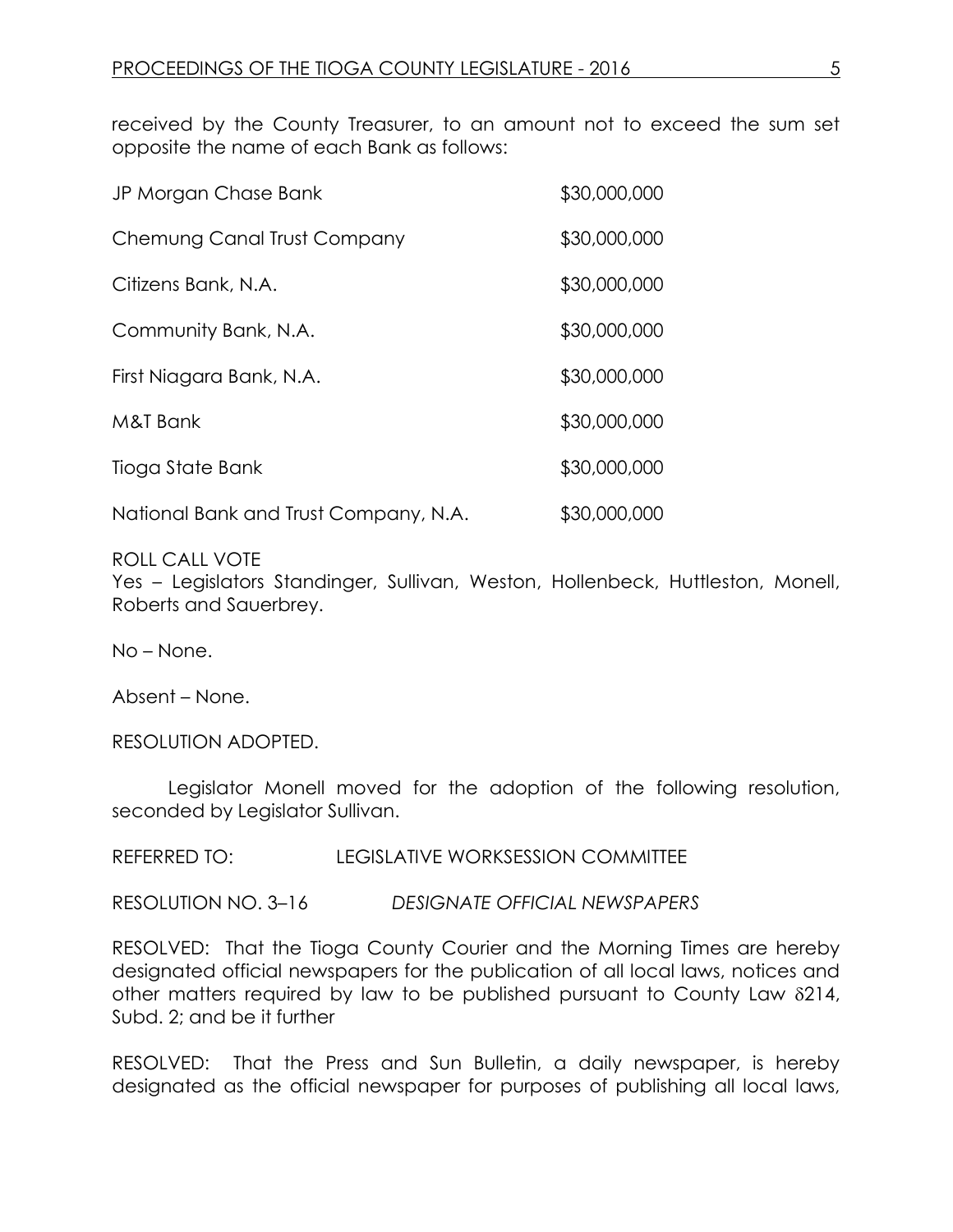received by the County Treasurer, to an amount not to exceed the sum set opposite the name of each Bank as follows:

| | |
|---|---|
| JP Morgan Chase Bank | \$30,000,000 |
| Chemung Canal Trust Company | \$30,000,000 |
| Citizens Bank, N.A. | \$30,000,000 |
| Community Bank, N.A. | \$30,000,000 |
| First Niagara Bank, N.A. | \$30,000,000 |
| M&T Bank | \$30,000,000 |
| Tioga State Bank | \$30,000,000 |
| National Bank and Trust Company, N.A. | \$30,000,000 |

ROLL CALL VOTE
Yes – Legislators Standinger, Sullivan, Weston, Hollenbeck, Huttleston, Monell, Roberts and Sauerbrey.

No – None.

Absent – None.

RESOLUTION ADOPTED.

Legislator Monell moved for the adoption of the following resolution, seconded by Legislator Sullivan.

REFERRED TO: LEGISLATIVE WORKSESSION COMMITTEE

RESOLUTION NO. 3–16 *DESIGNATE OFFICIAL NEWSPAPERS*

RESOLVED: That the Tioga County Courier and the Morning Times are hereby designated official newspapers for the publication of all local laws, notices and other matters required by law to be published pursuant to County Law §214, Subd. 2; and be it further

RESOLVED: That the Press and Sun Bulletin, a daily newspaper, is hereby designated as the official newspaper for purposes of publishing all local laws,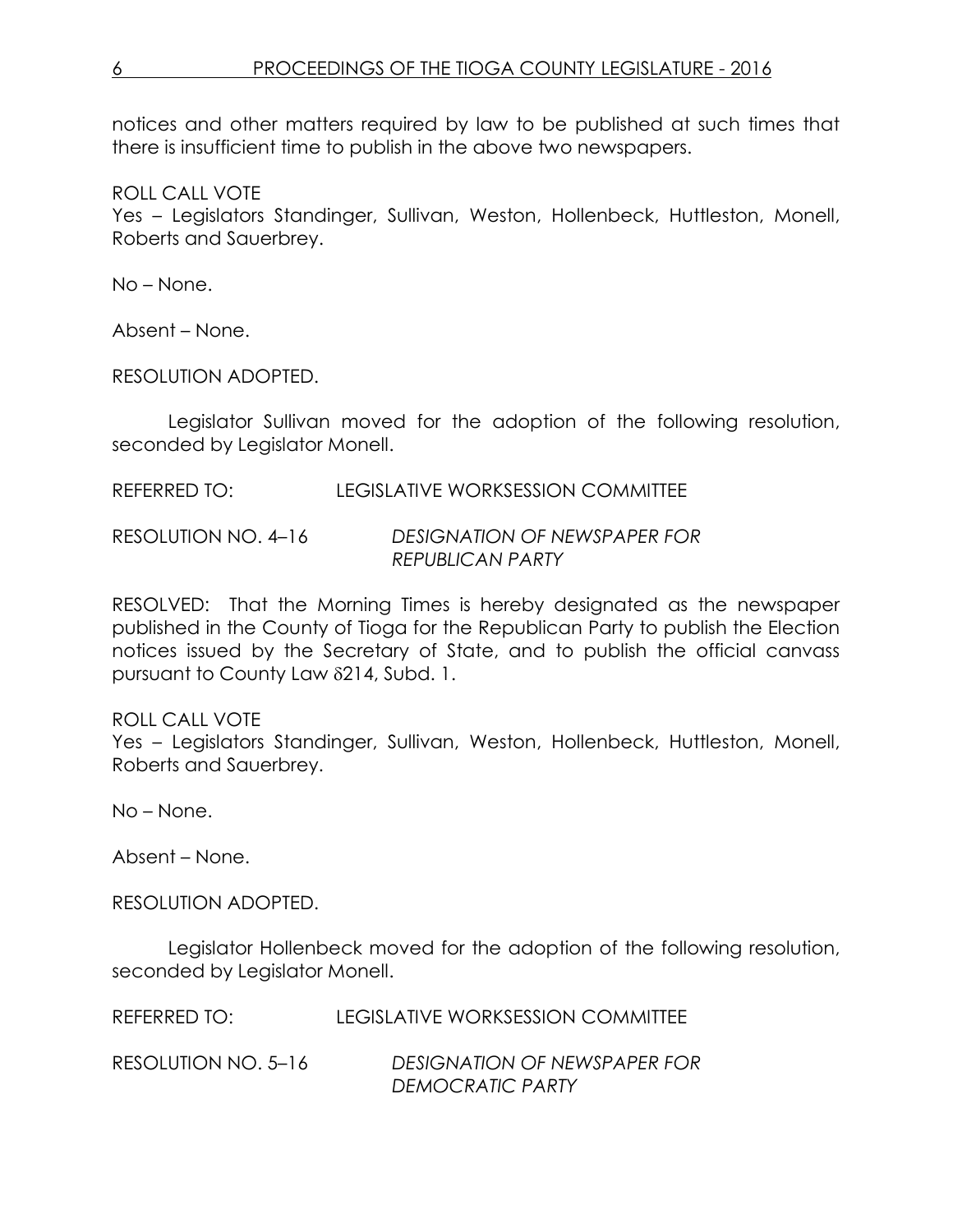notices and other matters required by law to be published at such times that there is insufficient time to publish in the above two newspapers.

ROLL CALL VOTE
Yes – Legislators Standinger, Sullivan, Weston, Hollenbeck, Huttleston, Monell, Roberts and Sauerbrey.

No – None.

Absent – None.

RESOLUTION ADOPTED.

Legislator Sullivan moved for the adoption of the following resolution, seconded by Legislator Monell.

REFERRED TO: LEGISLATIVE WORKSESSION COMMITTEE

RESOLUTION NO. 4–16 *DESIGNATION OF NEWSPAPER FOR REPUBLICAN PARTY*

RESOLVED: That the Morning Times is hereby designated as the newspaper published in the County of Tioga for the Republican Party to publish the Election notices issued by the Secretary of State, and to publish the official canvass pursuant to County Law §214, Subd. 1.

ROLL CALL VOTE
Yes – Legislators Standinger, Sullivan, Weston, Hollenbeck, Huttleston, Monell, Roberts and Sauerbrey.

No – None.

Absent – None.

RESOLUTION ADOPTED.

Legislator Hollenbeck moved for the adoption of the following resolution, seconded by Legislator Monell.

REFERRED TO: LEGISLATIVE WORKSESSION COMMITTEE

RESOLUTION NO. 5–16 *DESIGNATION OF NEWSPAPER FOR DEMOCRATIC PARTY*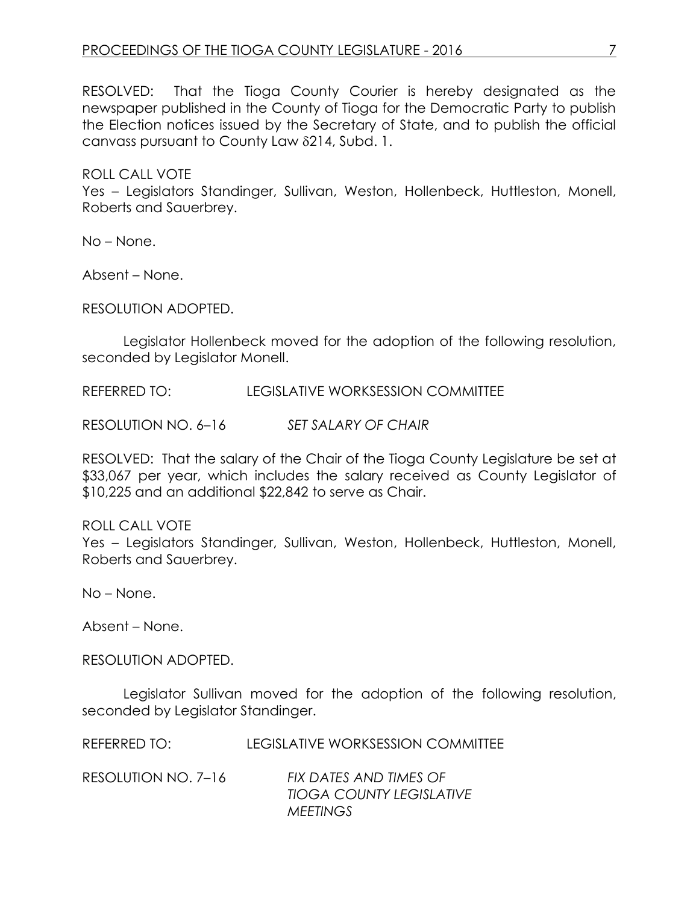RESOLVED: That the Tioga County Courier is hereby designated as the newspaper published in the County of Tioga for the Democratic Party to publish the Election notices issued by the Secretary of State, and to publish the official canvass pursuant to County Law δ214, Subd. 1.

ROLL CALL VOTE
Yes – Legislators Standinger, Sullivan, Weston, Hollenbeck, Huttleston, Monell, Roberts and Sauerbrey.

No – None.

Absent – None.

RESOLUTION ADOPTED.

Legislator Hollenbeck moved for the adoption of the following resolution, seconded by Legislator Monell.

REFERRED TO: LEGISLATIVE WORKSESSION COMMITTEE

RESOLUTION NO. 6–16 *SET SALARY OF CHAIR*

RESOLVED: That the salary of the Chair of the Tioga County Legislature be set at $33,067 per year, which includes the salary received as County Legislator of $10,225 and an additional $22,842 to serve as Chair.

ROLL CALL VOTE
Yes – Legislators Standinger, Sullivan, Weston, Hollenbeck, Huttleston, Monell, Roberts and Sauerbrey.

No – None.

Absent – None.

RESOLUTION ADOPTED.

Legislator Sullivan moved for the adoption of the following resolution, seconded by Legislator Standinger.

REFERRED TO: LEGISLATIVE WORKSESSION COMMITTEE

RESOLUTION NO. 7–16 *FIX DATES AND TIMES OF TIOGA COUNTY LEGISLATIVE MEETINGS*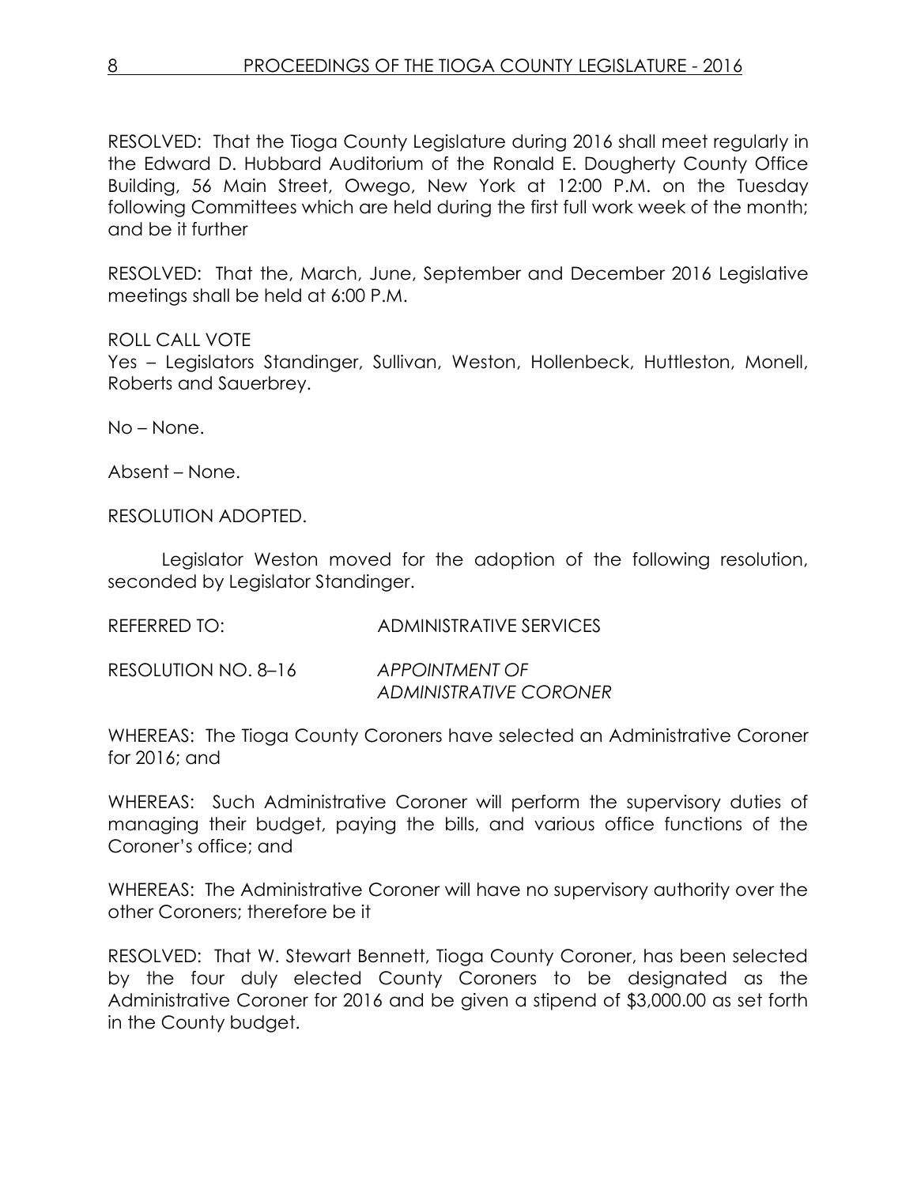RESOLVED: That the Tioga County Legislature during 2016 shall meet regularly in the Edward D. Hubbard Auditorium of the Ronald E. Dougherty County Office Building, 56 Main Street, Owego, New York at 12:00 P.M. on the Tuesday following Committees which are held during the first full work week of the month; and be it further

RESOLVED: That the, March, June, September and December 2016 Legislative meetings shall be held at 6:00 P.M.

ROLL CALL VOTE
Yes – Legislators Standinger, Sullivan, Weston, Hollenbeck, Huttleston, Monell, Roberts and Sauerbrey.

No – None.

Absent – None.

RESOLUTION ADOPTED.

Legislator Weston moved for the adoption of the following resolution, seconded by Legislator Standinger.

REFERRED TO: ADMINISTRATIVE SERVICES

RESOLUTION NO. 8–16 *APPOINTMENT OF ADMINISTRATIVE CORONER*

WHEREAS: The Tioga County Coroners have selected an Administrative Coroner for 2016; and

WHEREAS: Such Administrative Coroner will perform the supervisory duties of managing their budget, paying the bills, and various office functions of the Coroner's office; and

WHEREAS: The Administrative Coroner will have no supervisory authority over the other Coroners; therefore be it

RESOLVED: That W. Stewart Bennett, Tioga County Coroner, has been selected by the four duly elected County Coroners to be designated as the Administrative Coroner for 2016 and be given a stipend of $3,000.00 as set forth in the County budget.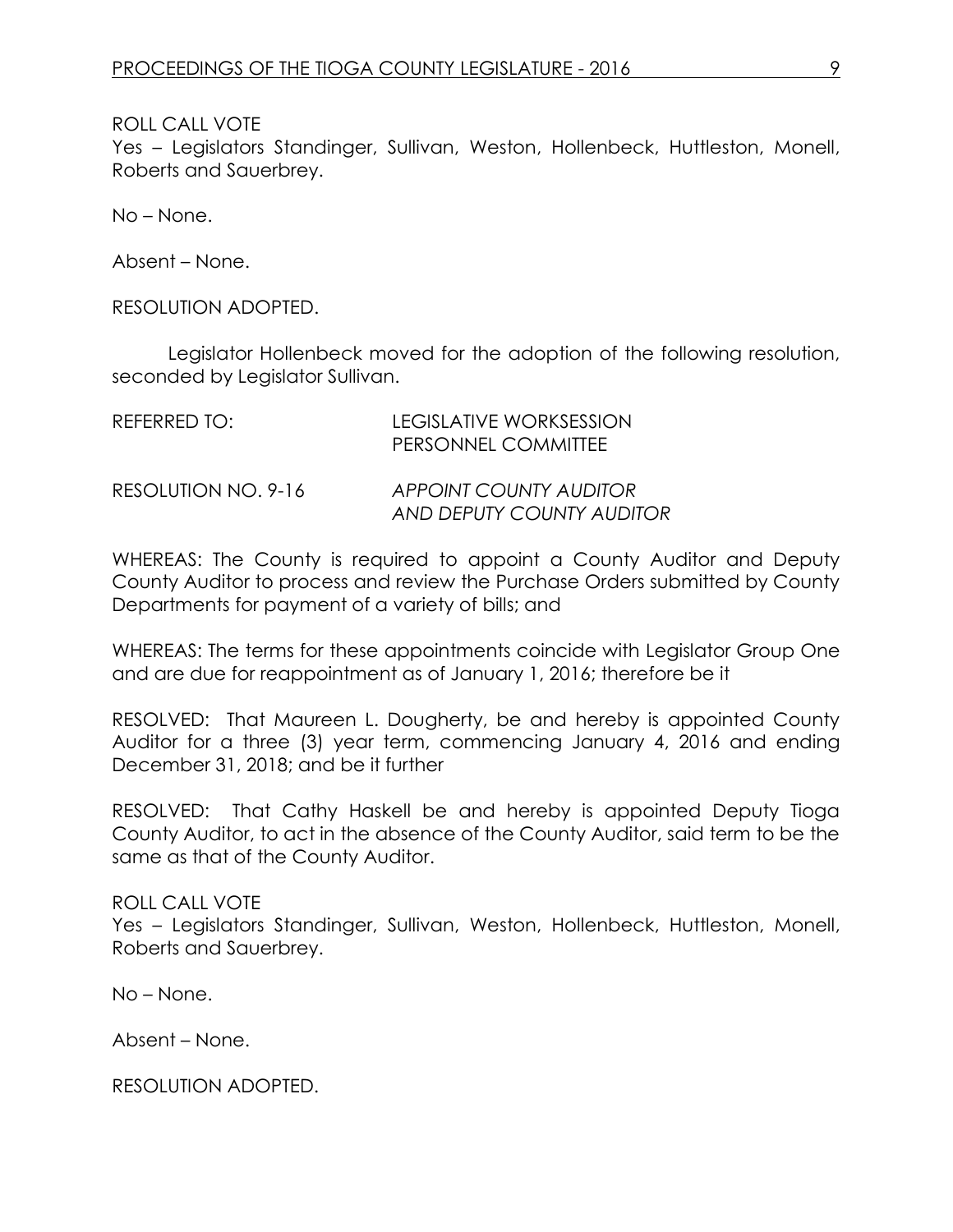ROLL CALL VOTE
Yes – Legislators Standinger, Sullivan, Weston, Hollenbeck, Huttleston, Monell, Roberts and Sauerbrey.

No – None.

Absent – None.

RESOLUTION ADOPTED.

Legislator Hollenbeck moved for the adoption of the following resolution, seconded by Legislator Sullivan.

REFERRED TO: LEGISLATIVE WORKSESSION
PERSONNEL COMMITTEE

RESOLUTION NO. 9-16 *APPOINT COUNTY AUDITOR AND DEPUTY COUNTY AUDITOR*

WHEREAS: The County is required to appoint a County Auditor and Deputy County Auditor to process and review the Purchase Orders submitted by County Departments for payment of a variety of bills; and

WHEREAS: The terms for these appointments coincide with Legislator Group One and are due for reappointment as of January 1, 2016; therefore be it

RESOLVED: That Maureen L. Dougherty, be and hereby is appointed County Auditor for a three (3) year term, commencing January 4, 2016 and ending December 31, 2018; and be it further

RESOLVED: That Cathy Haskell be and hereby is appointed Deputy Tioga County Auditor, to act in the absence of the County Auditor, said term to be the same as that of the County Auditor.

ROLL CALL VOTE
Yes – Legislators Standinger, Sullivan, Weston, Hollenbeck, Huttleston, Monell, Roberts and Sauerbrey.

No – None.

Absent – None.

RESOLUTION ADOPTED.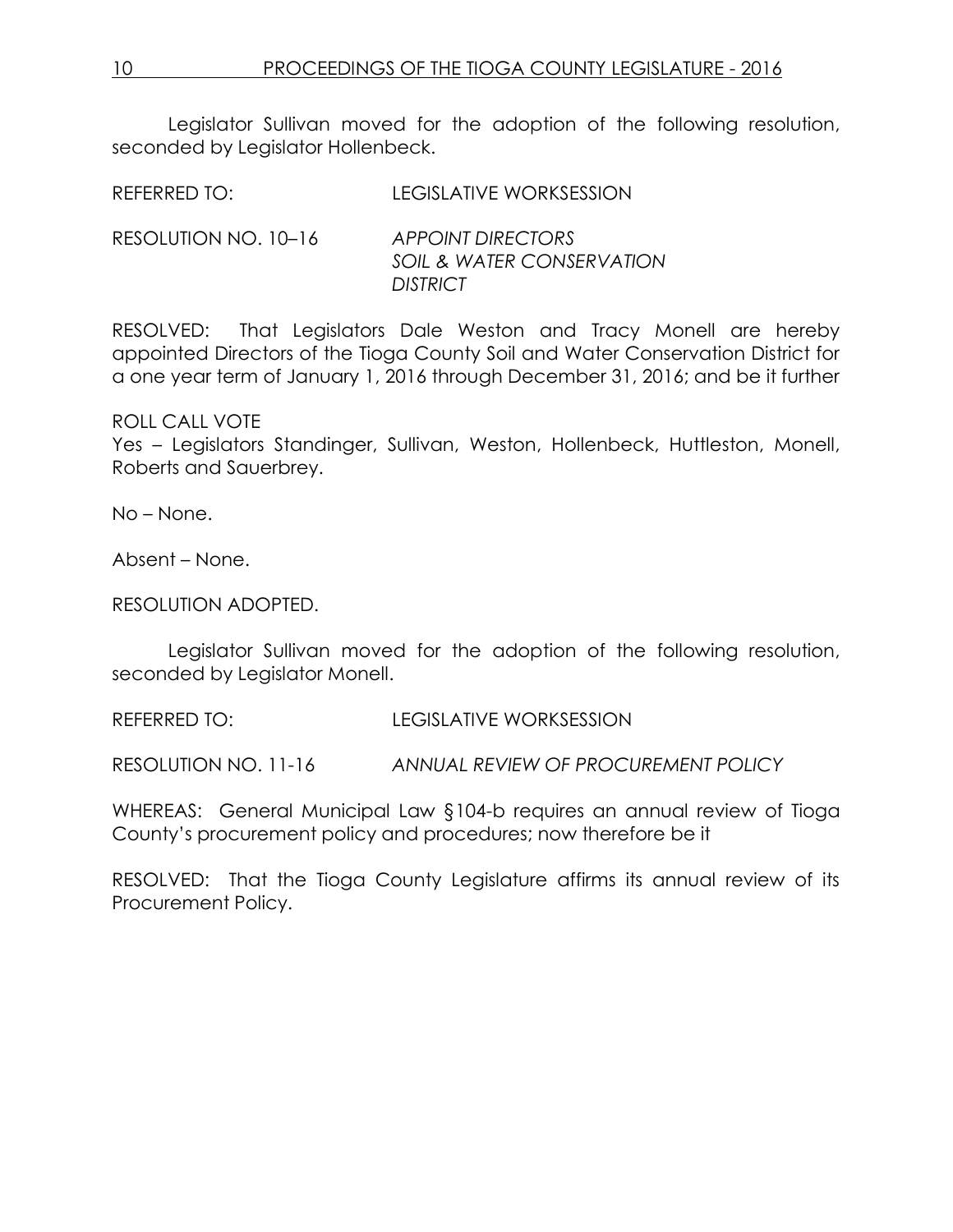Legislator Sullivan moved for the adoption of the following resolution, seconded by Legislator Hollenbeck.

REFERRED TO: LEGISLATIVE WORKSESSION

RESOLUTION NO. 10–16 *APPOINT DIRECTORS SOIL & WATER CONSERVATION DISTRICT*

RESOLVED: That Legislators Dale Weston and Tracy Monell are hereby appointed Directors of the Tioga County Soil and Water Conservation District for a one year term of January 1, 2016 through December 31, 2016; and be it further

ROLL CALL VOTE
Yes – Legislators Standinger, Sullivan, Weston, Hollenbeck, Huttleston, Monell, Roberts and Sauerbrey.

No – None.

Absent – None.

RESOLUTION ADOPTED.

Legislator Sullivan moved for the adoption of the following resolution, seconded by Legislator Monell.

REFERRED TO: LEGISLATIVE WORKSESSION

RESOLUTION NO. 11-16 *ANNUAL REVIEW OF PROCUREMENT POLICY*

WHEREAS: General Municipal Law §104-b requires an annual review of Tioga County's procurement policy and procedures; now therefore be it

RESOLVED: That the Tioga County Legislature affirms its annual review of its Procurement Policy.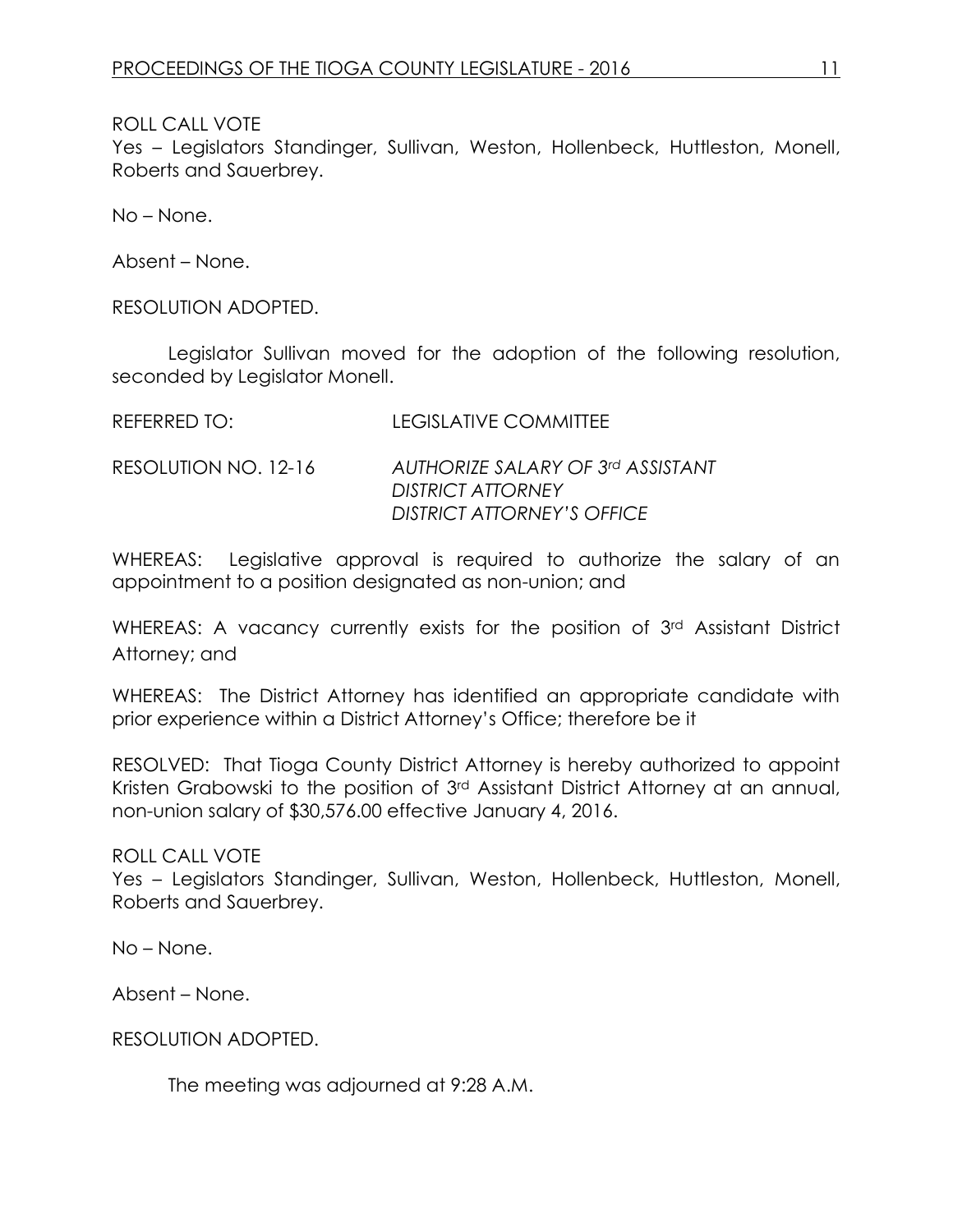ROLL CALL VOTE
Yes – Legislators Standinger, Sullivan, Weston, Hollenbeck, Huttleston, Monell, Roberts and Sauerbrey.

No – None.

Absent – None.

RESOLUTION ADOPTED.

Legislator Sullivan moved for the adoption of the following resolution, seconded by Legislator Monell.

REFERRED TO: LEGISLATIVE COMMITTEE

RESOLUTION NO. 12-16 *AUTHORIZE SALARY OF 3rd ASSISTANT DISTRICT ATTORNEY*
*DISTRICT ATTORNEY'S OFFICE*

WHEREAS: Legislative approval is required to authorize the salary of an appointment to a position designated as non-union; and

WHEREAS: A vacancy currently exists for the position of 3rd Assistant District Attorney; and

WHEREAS: The District Attorney has identified an appropriate candidate with prior experience within a District Attorney's Office; therefore be it

RESOLVED: That Tioga County District Attorney is hereby authorized to appoint Kristen Grabowski to the position of 3rd Assistant District Attorney at an annual, non-union salary of $30,576.00 effective January 4, 2016.

ROLL CALL VOTE
Yes – Legislators Standinger, Sullivan, Weston, Hollenbeck, Huttleston, Monell, Roberts and Sauerbrey.

No – None.

Absent – None.

RESOLUTION ADOPTED.

The meeting was adjourned at 9:28 A.M.